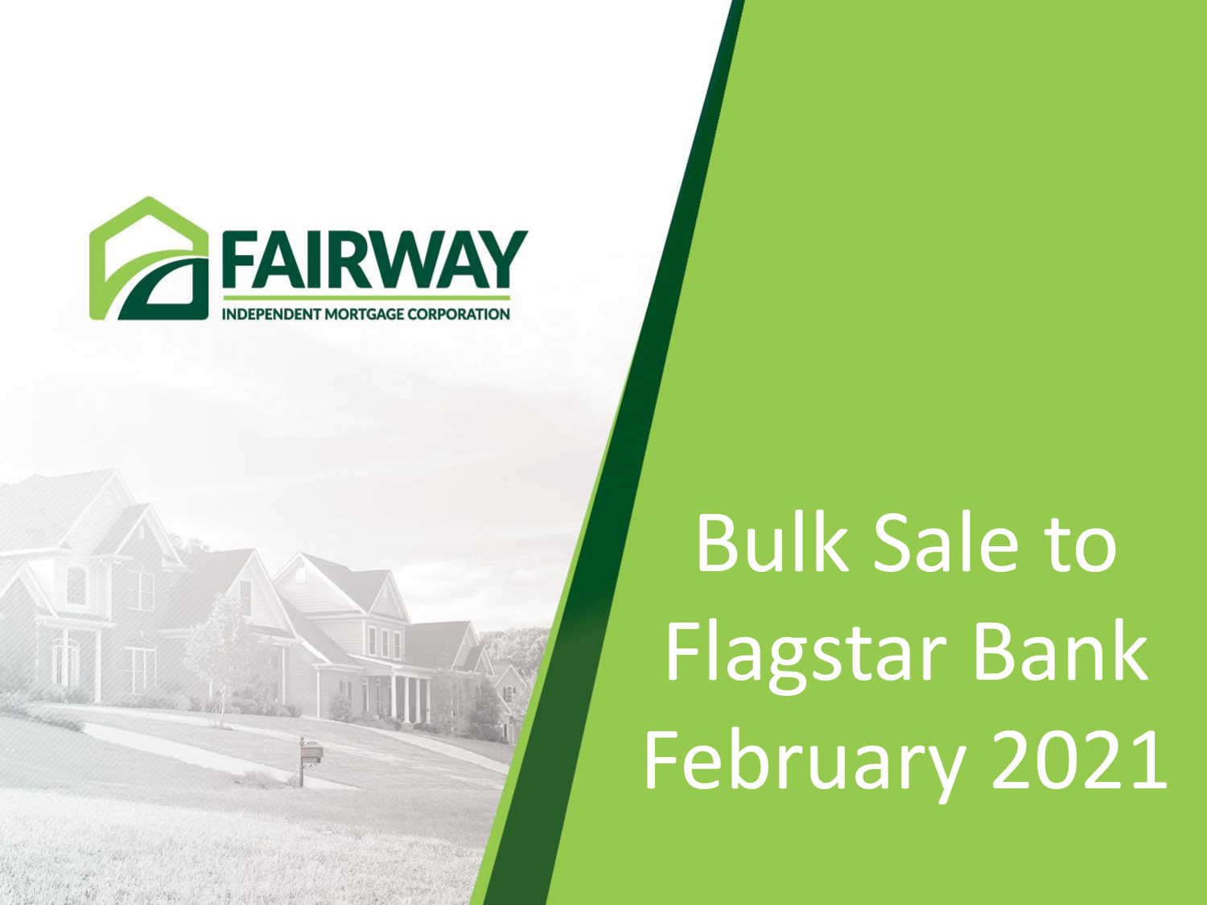FAIRWAY

INDEPENDENT MORTGAGE CORPORATION

# Bulk Sale to Flagstar Bank February 2021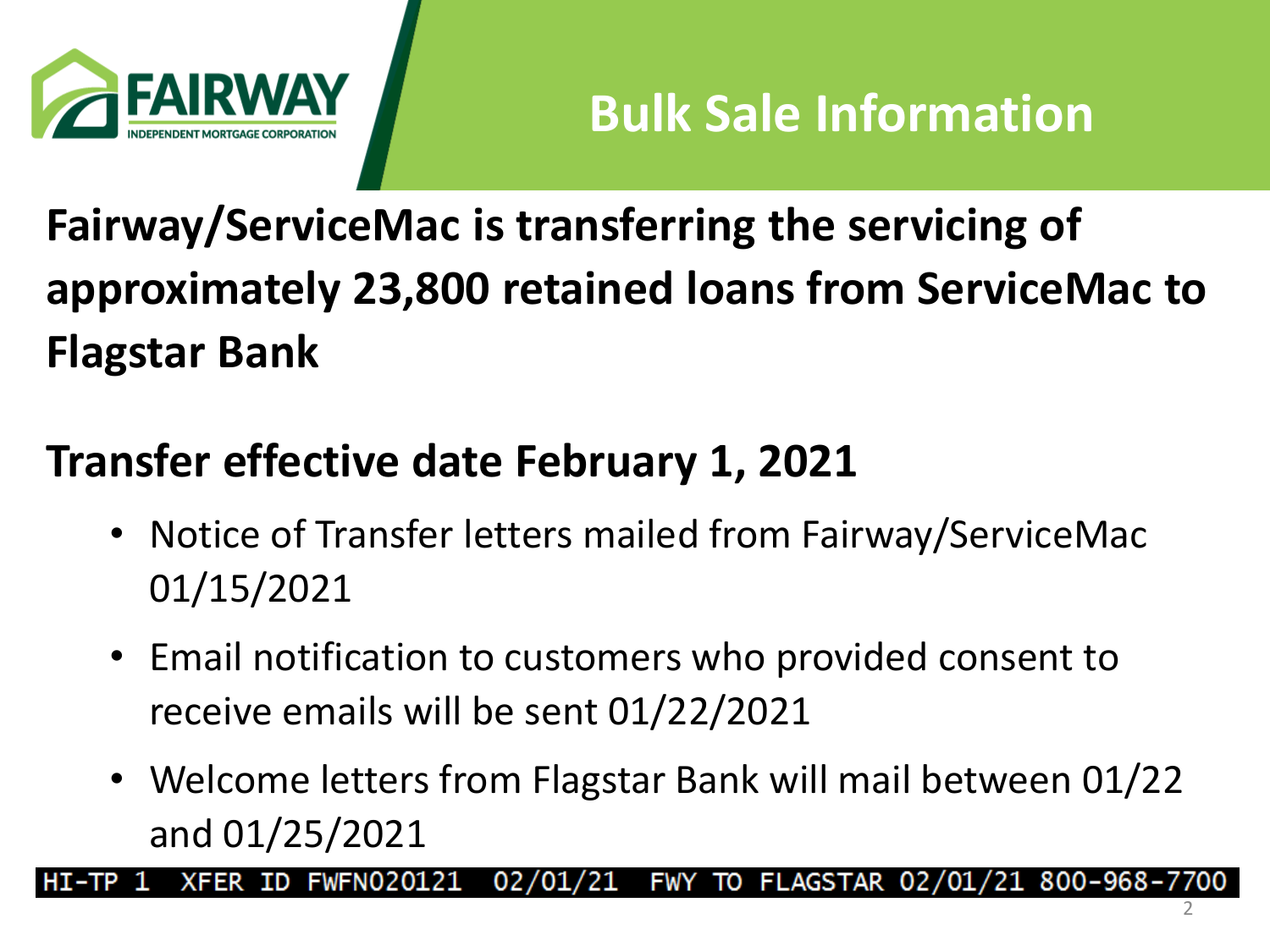# Bulk Sale Information

**Fairway/ServiceMac is transferring the servicing of approximately 23,800 retained loans from ServiceMac to Flagstar Bank**

**Transfer effective date February 1, 2021**

- Notice of Transfer letters mailed from Fairway/ServiceMac 01/15/2021
- Email notification to customers who provided consent to receive emails will be sent 01/22/2021
- Welcome letters from Flagstar Bank will mail between 01/22 and 01/25/2021

```
HI-TP 1  XFER ID FWFN020121  02/01/21  FWY TO FLAGSTAR 02/01/21 800-968-7700
```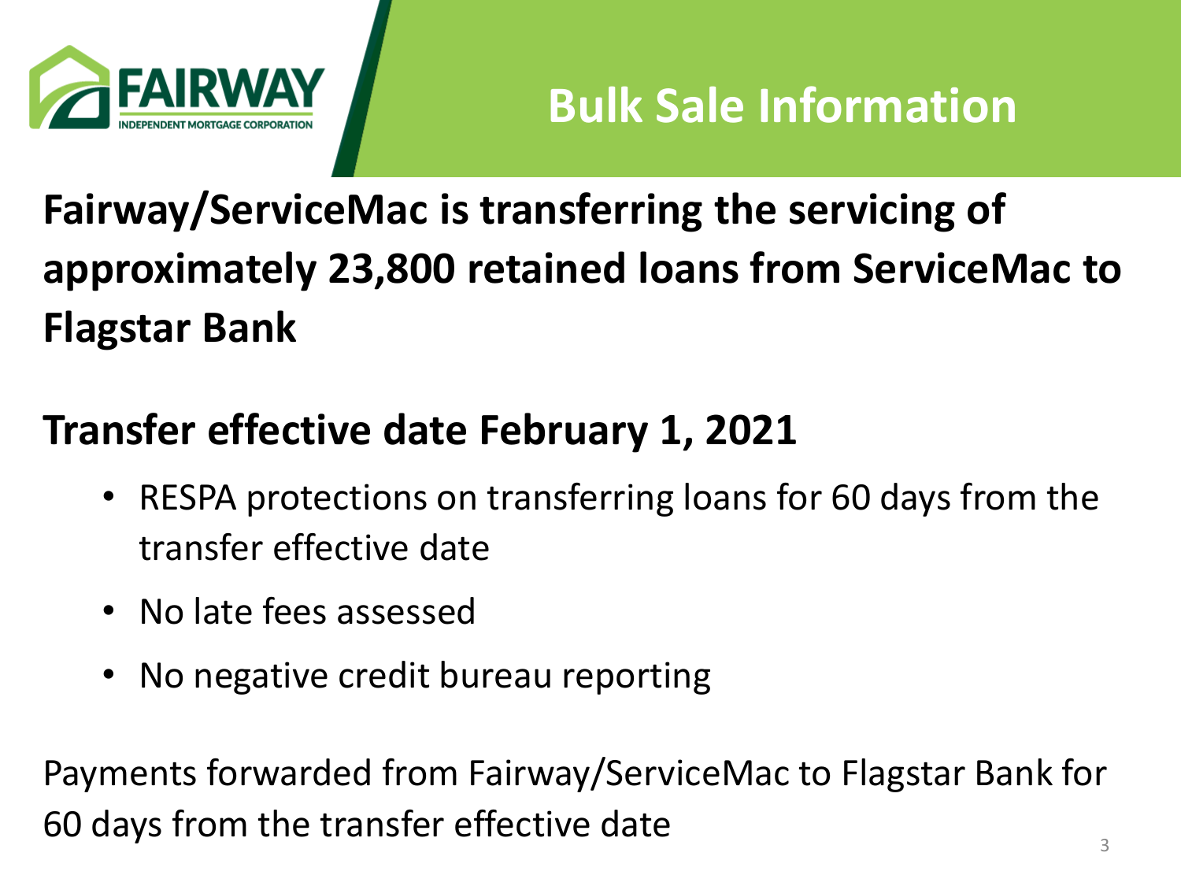# Bulk Sale Information

**Fairway/ServiceMac is transferring the servicing of approximately 23,800 retained loans from ServiceMac to Flagstar Bank**

**Transfer effective date February 1, 2021**

- RESPA protections on transferring loans for 60 days from the transfer effective date
- No late fees assessed
- No negative credit bureau reporting

Payments forwarded from Fairway/ServiceMac to Flagstar Bank for 60 days from the transfer effective date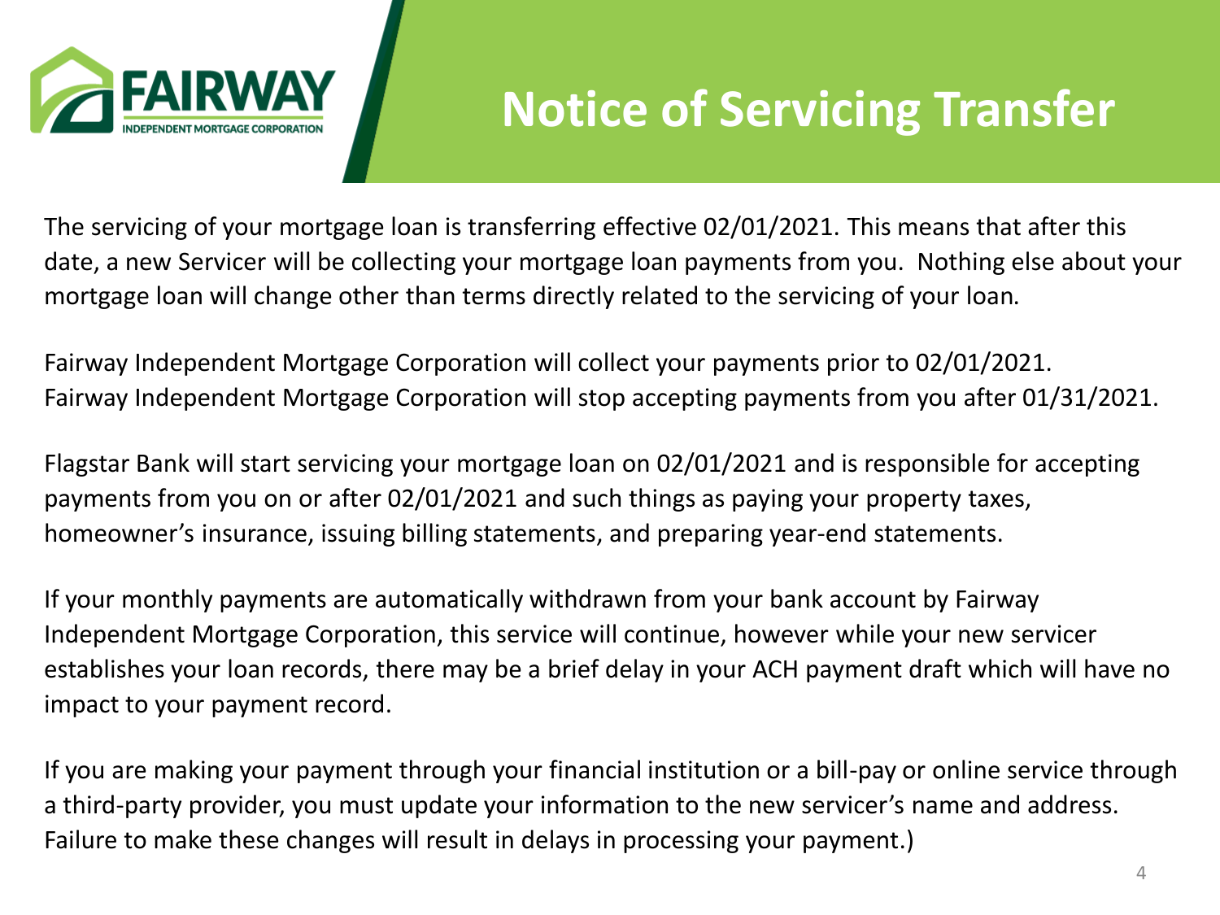# Notice of Servicing Transfer

The servicing of your mortgage loan is transferring effective 02/01/2021. This means that after this date, a new Servicer will be collecting your mortgage loan payments from you. Nothing else about your mortgage loan will change other than terms directly related to the servicing of your loan.

Fairway Independent Mortgage Corporation will collect your payments prior to 02/01/2021.
Fairway Independent Mortgage Corporation will stop accepting payments from you after 01/31/2021.

Flagstar Bank will start servicing your mortgage loan on 02/01/2021 and is responsible for accepting payments from you on or after 02/01/2021 and such things as paying your property taxes, homeowner's insurance, issuing billing statements, and preparing year-end statements.

If your monthly payments are automatically withdrawn from your bank account by Fairway Independent Mortgage Corporation, this service will continue, however while your new servicer establishes your loan records, there may be a brief delay in your ACH payment draft which will have no impact to your payment record.

If you are making your payment through your financial institution or a bill-pay or online service through a third-party provider, you must update your information to the new servicer's name and address. Failure to make these changes will result in delays in processing your payment.)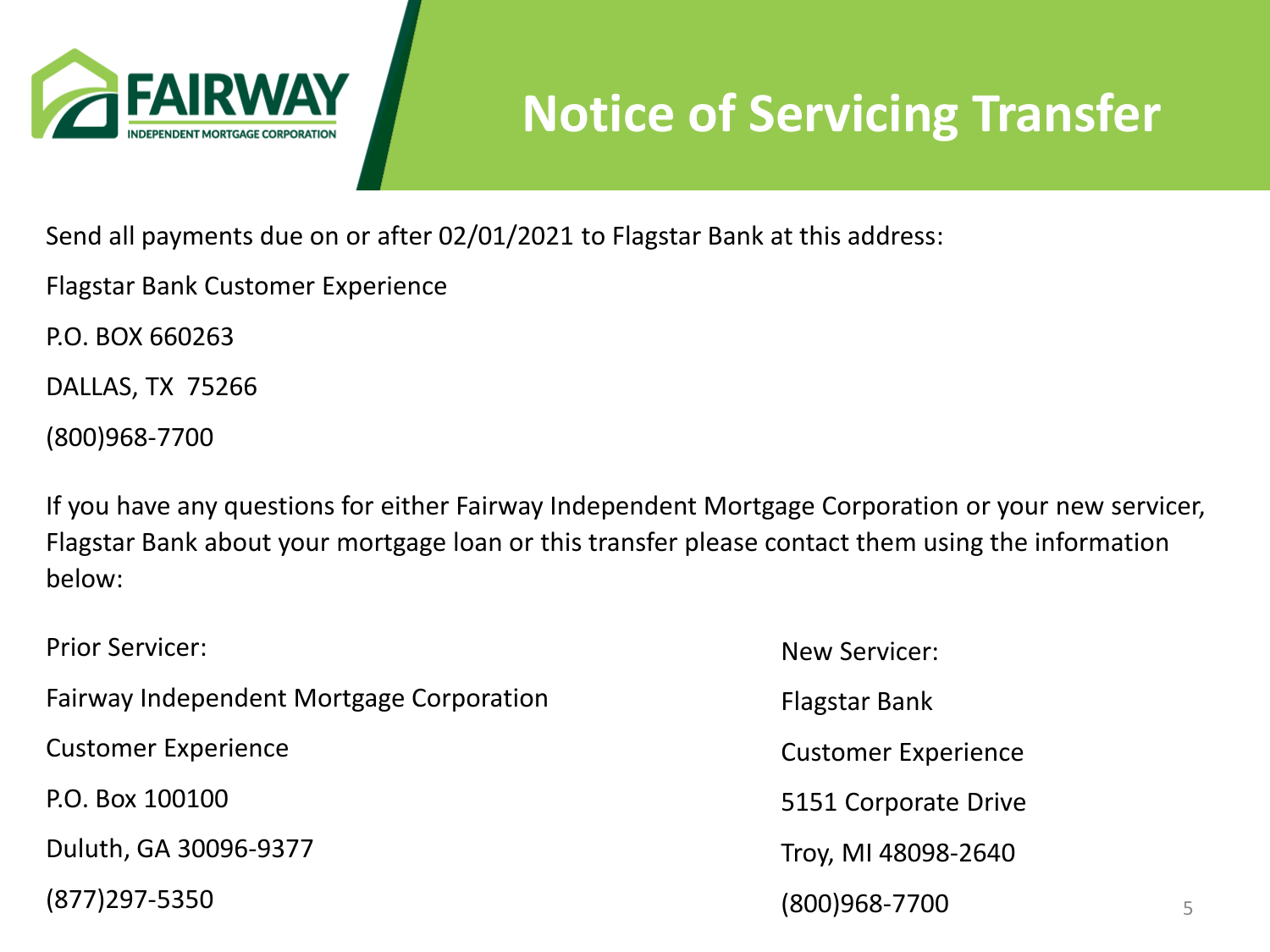# Notice of Servicing Transfer

Send all payments due on or after 02/01/2021 to Flagstar Bank at this address:

Flagstar Bank Customer Experience

P.O. BOX 660263

DALLAS, TX  75266

(800)968-7700

If you have any questions for either Fairway Independent Mortgage Corporation or your new servicer, Flagstar Bank about your mortgage loan or this transfer please contact them using the information below:

Prior Servicer:

Fairway Independent Mortgage Corporation

Customer Experience

P.O. Box 100100

Duluth, GA 30096-9377

(877)297-5350

New Servicer:

Flagstar Bank

Customer Experience

5151 Corporate Drive

Troy, MI 48098-2640

(800)968-7700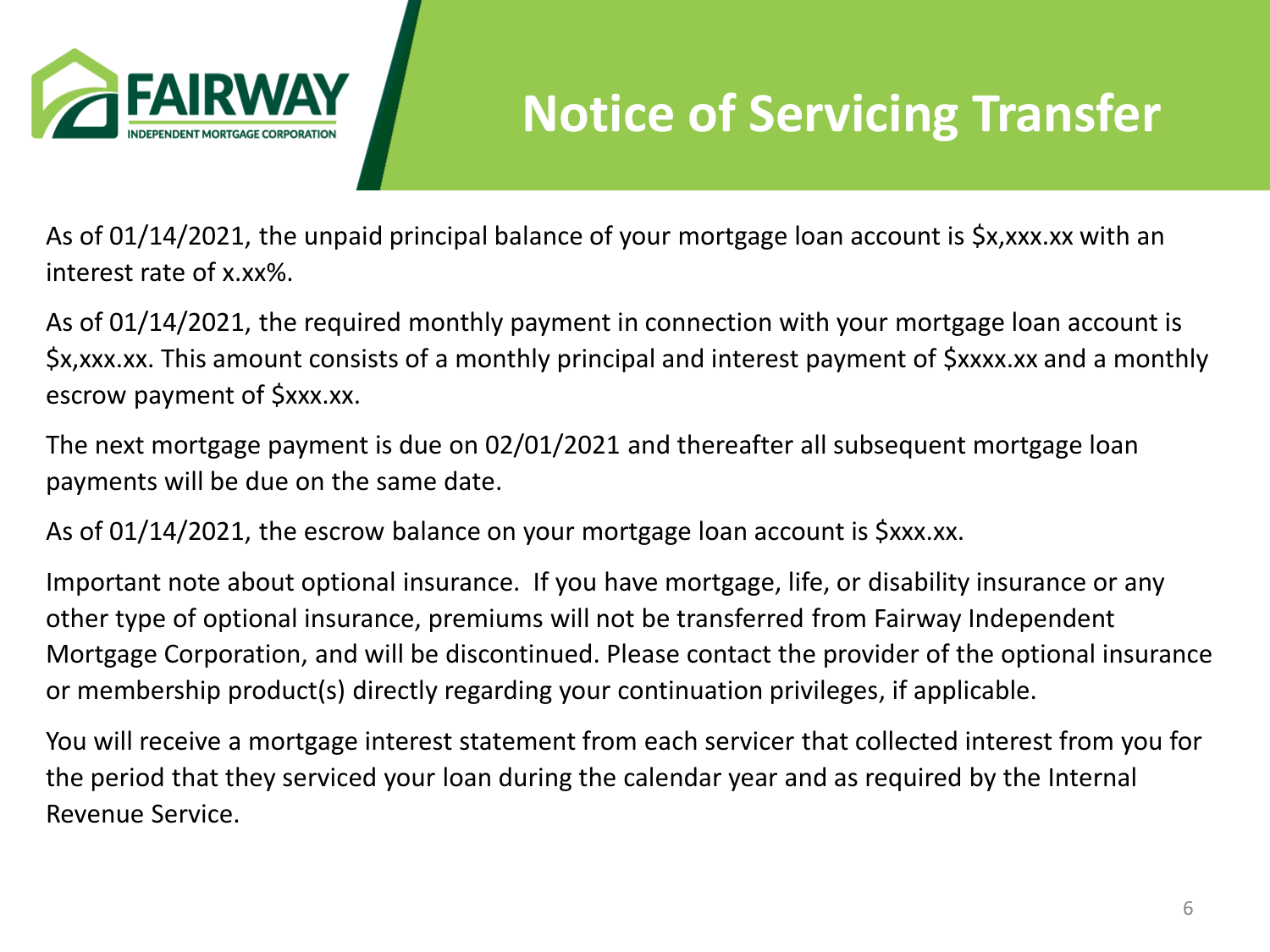# Notice of Servicing Transfer

As of 01/14/2021, the unpaid principal balance of your mortgage loan account is $x,xxx.xx with an interest rate of x.xx%.

As of 01/14/2021, the required monthly payment in connection with your mortgage loan account is $x,xxx.xx. This amount consists of a monthly principal and interest payment of $xxxx.xx and a monthly escrow payment of $xxx.xx.

The next mortgage payment is due on 02/01/2021 and thereafter all subsequent mortgage loan payments will be due on the same date.

As of 01/14/2021, the escrow balance on your mortgage loan account is $xxx.xx.

Important note about optional insurance. If you have mortgage, life, or disability insurance or any other type of optional insurance, premiums will not be transferred from Fairway Independent Mortgage Corporation, and will be discontinued. Please contact the provider of the optional insurance or membership product(s) directly regarding your continuation privileges, if applicable.

You will receive a mortgage interest statement from each servicer that collected interest from you for the period that they serviced your loan during the calendar year and as required by the Internal Revenue Service.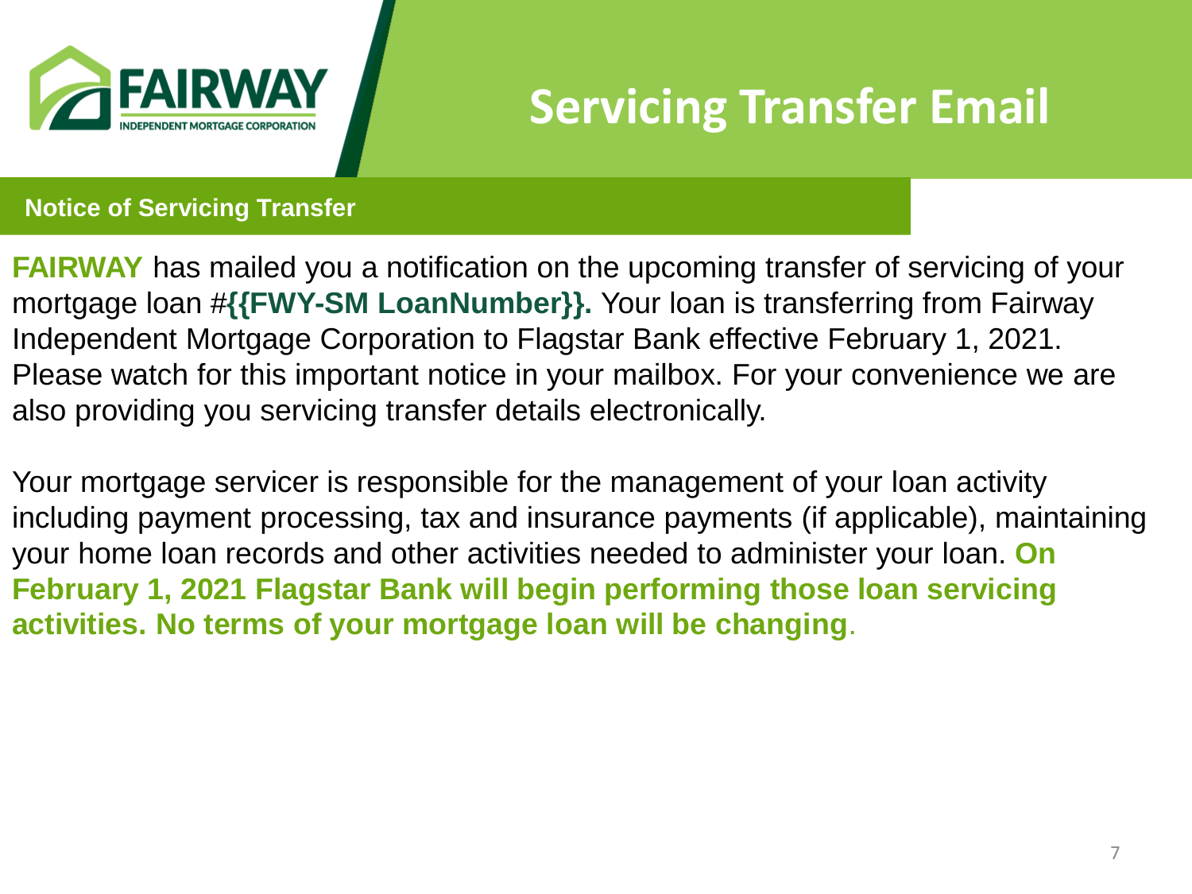# Servicing Transfer Email

## Notice of Servicing Transfer

**FAIRWAY** has mailed you a notification on the upcoming transfer of servicing of your mortgage loan #**{{FWY-SM LoanNumber}}.** Your loan is transferring from Fairway Independent Mortgage Corporation to Flagstar Bank effective February 1, 2021. Please watch for this important notice in your mailbox. For your convenience we are also providing you servicing transfer details electronically.

Your mortgage servicer is responsible for the management of your loan activity including payment processing, tax and insurance payments (if applicable), maintaining your home loan records and other activities needed to administer your loan. **On February 1, 2021 Flagstar Bank will begin performing those loan servicing activities. No terms of your mortgage loan will be changing**.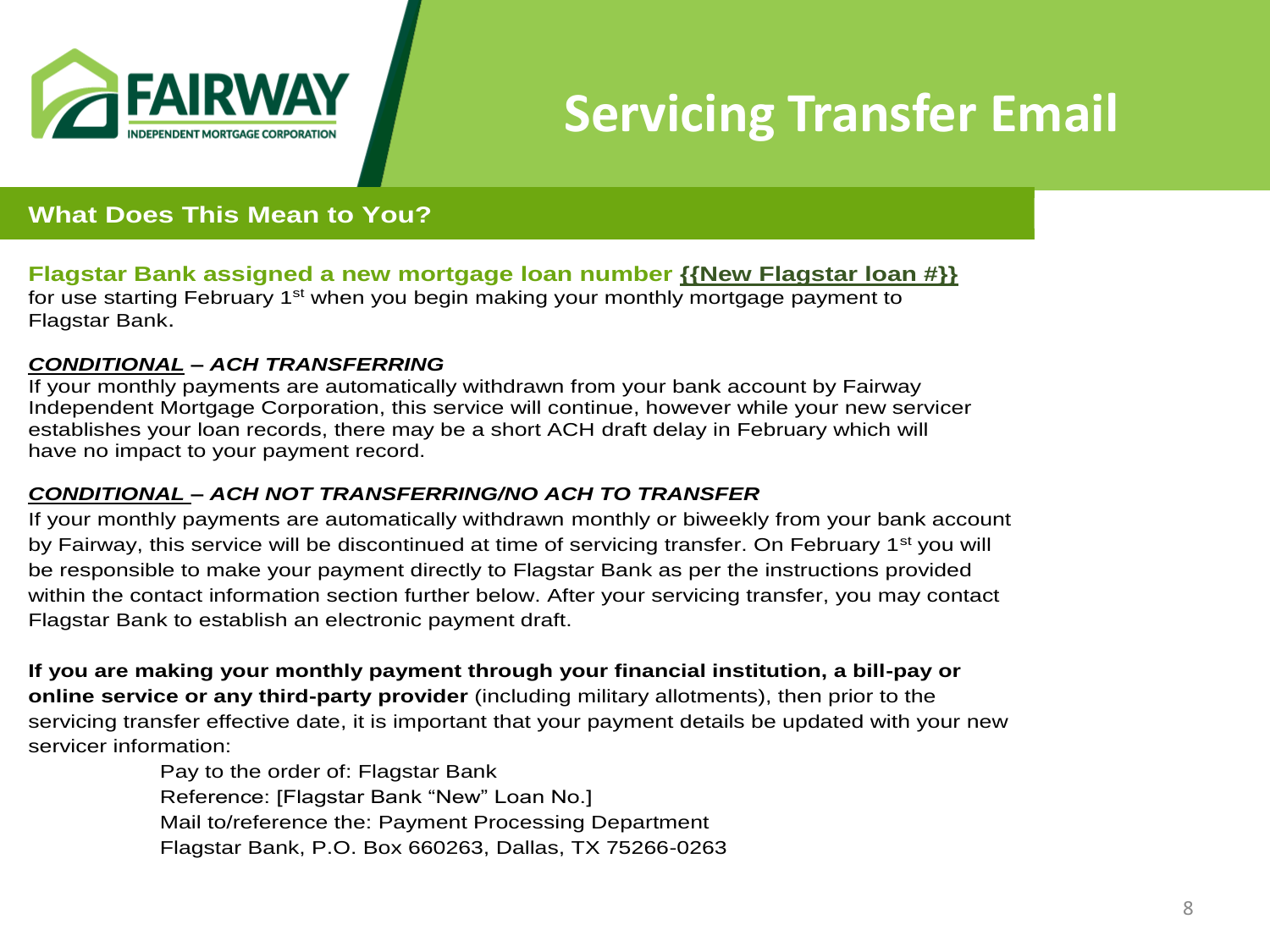# Servicing Transfer Email

## What Does This Mean to You?

**Flagstar Bank assigned a new mortgage loan number {{New Flagstar loan #}}** for use starting February 1st when you begin making your monthly mortgage payment to Flagstar Bank.

***CONDITIONAL – ACH TRANSFERRING***

If your monthly payments are automatically withdrawn from your bank account by Fairway Independent Mortgage Corporation, this service will continue, however while your new servicer establishes your loan records, there may be a short ACH draft delay in February which will have no impact to your payment record.

***CONDITIONAL – ACH NOT TRANSFERRING/NO ACH TO TRANSFER***

If your monthly payments are automatically withdrawn monthly or biweekly from your bank account by Fairway, this service will be discontinued at time of servicing transfer. On February 1st you will be responsible to make your payment directly to Flagstar Bank as per the instructions provided within the contact information section further below. After your servicing transfer, you may contact Flagstar Bank to establish an electronic payment draft.

**If you are making your monthly payment through your financial institution, a bill-pay or online service or any third-party provider** (including military allotments), then prior to the servicing transfer effective date, it is important that your payment details be updated with your new servicer information:

Pay to the order of: Flagstar Bank
Reference: [Flagstar Bank “New” Loan No.]
Mail to/reference the: Payment Processing Department
Flagstar Bank, P.O. Box 660263, Dallas, TX 75266-0263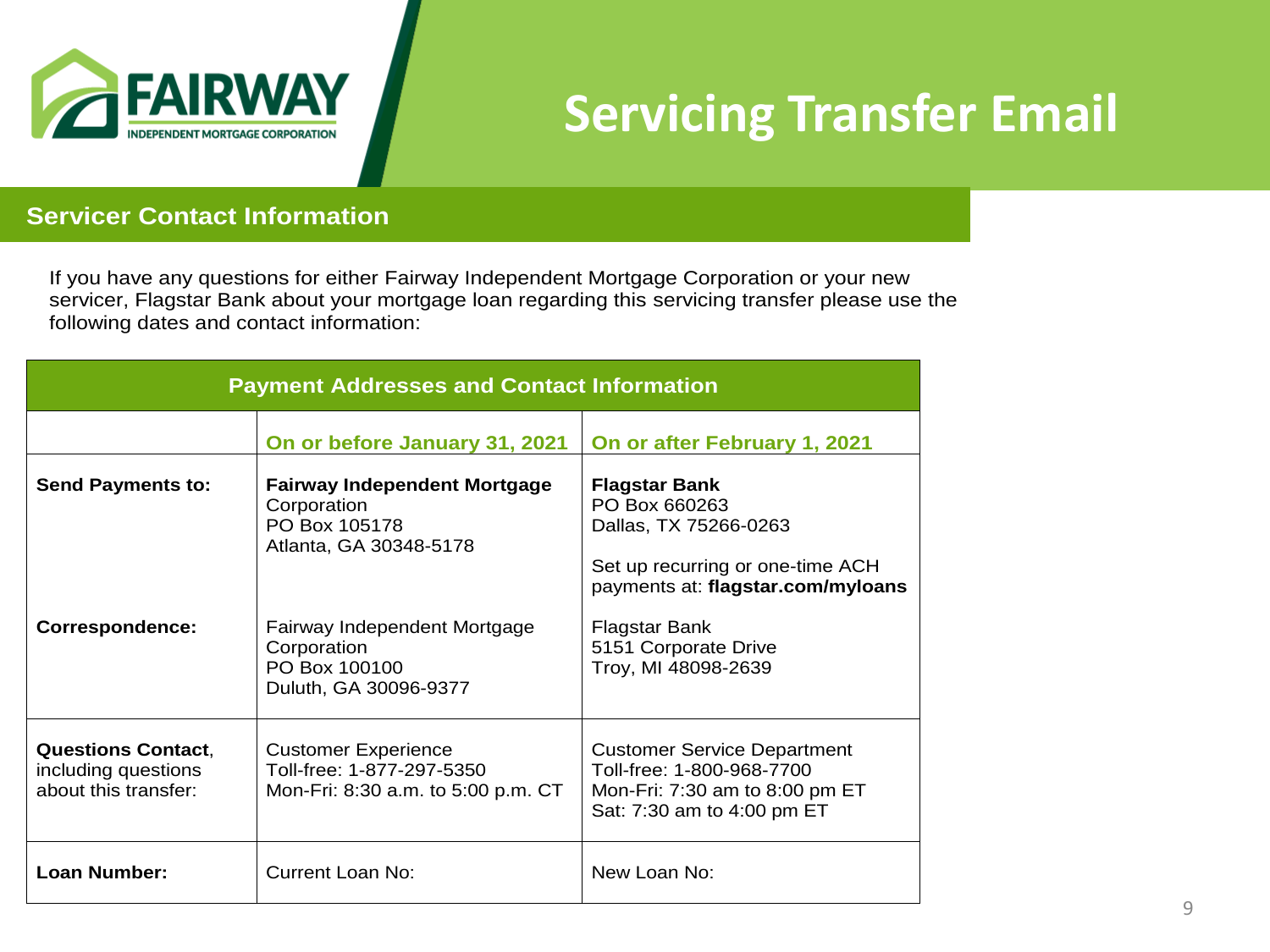# Servicing Transfer Email

## Servicer Contact Information

If you have any questions for either Fairway Independent Mortgage Corporation or your new servicer, Flagstar Bank about your mortgage loan regarding this servicing transfer please use the following dates and contact information:

| Payment Addresses and Contact Information | | |
|---|---|---|
| | **On or before January 31, 2021** | **On or after February 1, 2021** |
| **Send Payments to:** | **Fairway Independent Mortgage** Corporation<br>PO Box 105178<br>Atlanta, GA 30348-5178 | **Flagstar Bank**<br>PO Box 660263<br>Dallas, TX 75266-0263<br><br>Set up recurring or one-time ACH payments at: **flagstar.com/myloans** |
| **Correspondence:** | Fairway Independent Mortgage Corporation<br>PO Box 100100<br>Duluth, GA 30096-9377 | Flagstar Bank<br>5151 Corporate Drive<br>Troy, MI 48098-2639 |
| **Questions Contact**, including questions about this transfer: | Customer Experience<br>Toll-free: 1-877-297-5350<br>Mon-Fri: 8:30 a.m. to 5:00 p.m. CT | Customer Service Department<br>Toll-free: 1-800-968-7700<br>Mon-Fri: 7:30 am to 8:00 pm ET<br>Sat: 7:30 am to 4:00 pm ET |
| **Loan Number:** | Current Loan No: | New Loan No: |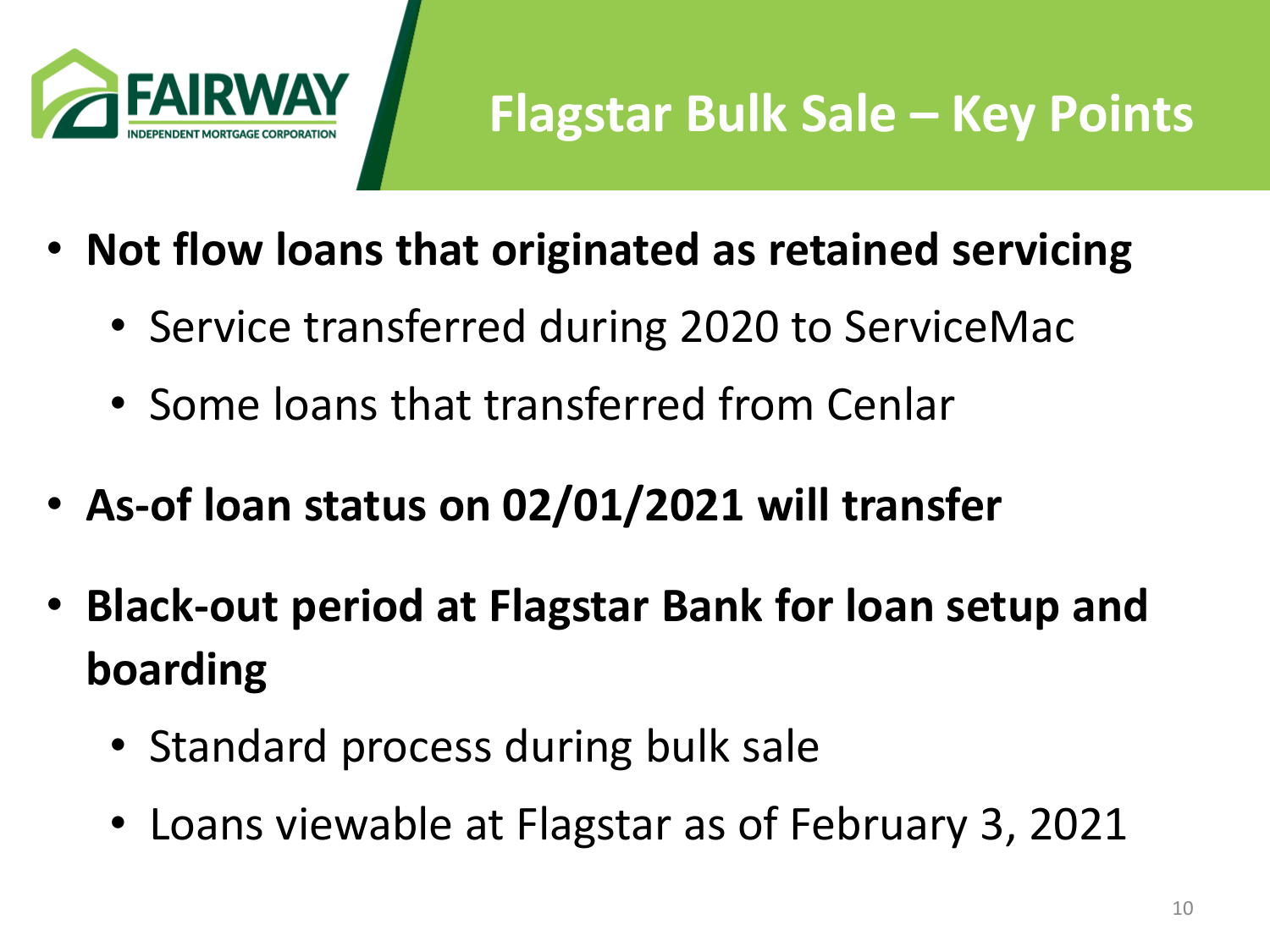# Flagstar Bulk Sale – Key Points

- **Not flow loans that originated as retained servicing**
  - Service transferred during 2020 to ServiceMac
  - Some loans that transferred from Cenlar
- **As-of loan status on 02/01/2021 will transfer**
- **Black-out period at Flagstar Bank for loan setup and boarding**
  - Standard process during bulk sale
  - Loans viewable at Flagstar as of February 3, 2021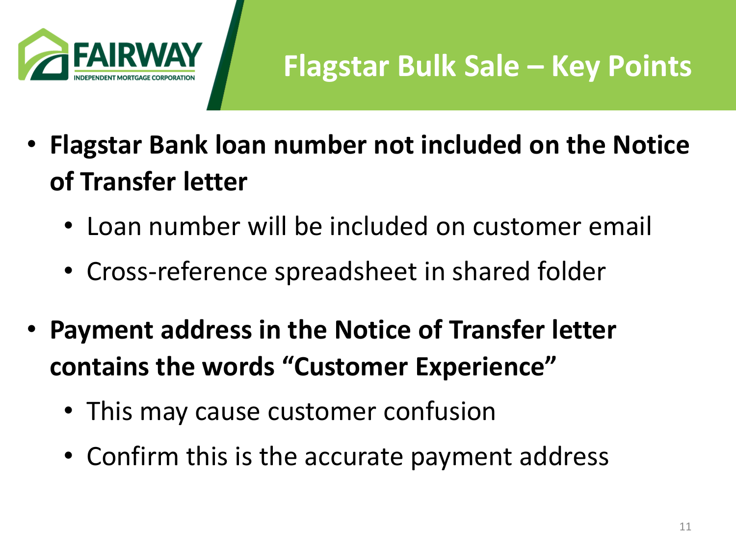# Flagstar Bulk Sale – Key Points

- **Flagstar Bank loan number not included on the Notice of Transfer letter**
  - Loan number will be included on customer email
  - Cross-reference spreadsheet in shared folder
- **Payment address in the Notice of Transfer letter contains the words "Customer Experience"**
  - This may cause customer confusion
  - Confirm this is the accurate payment address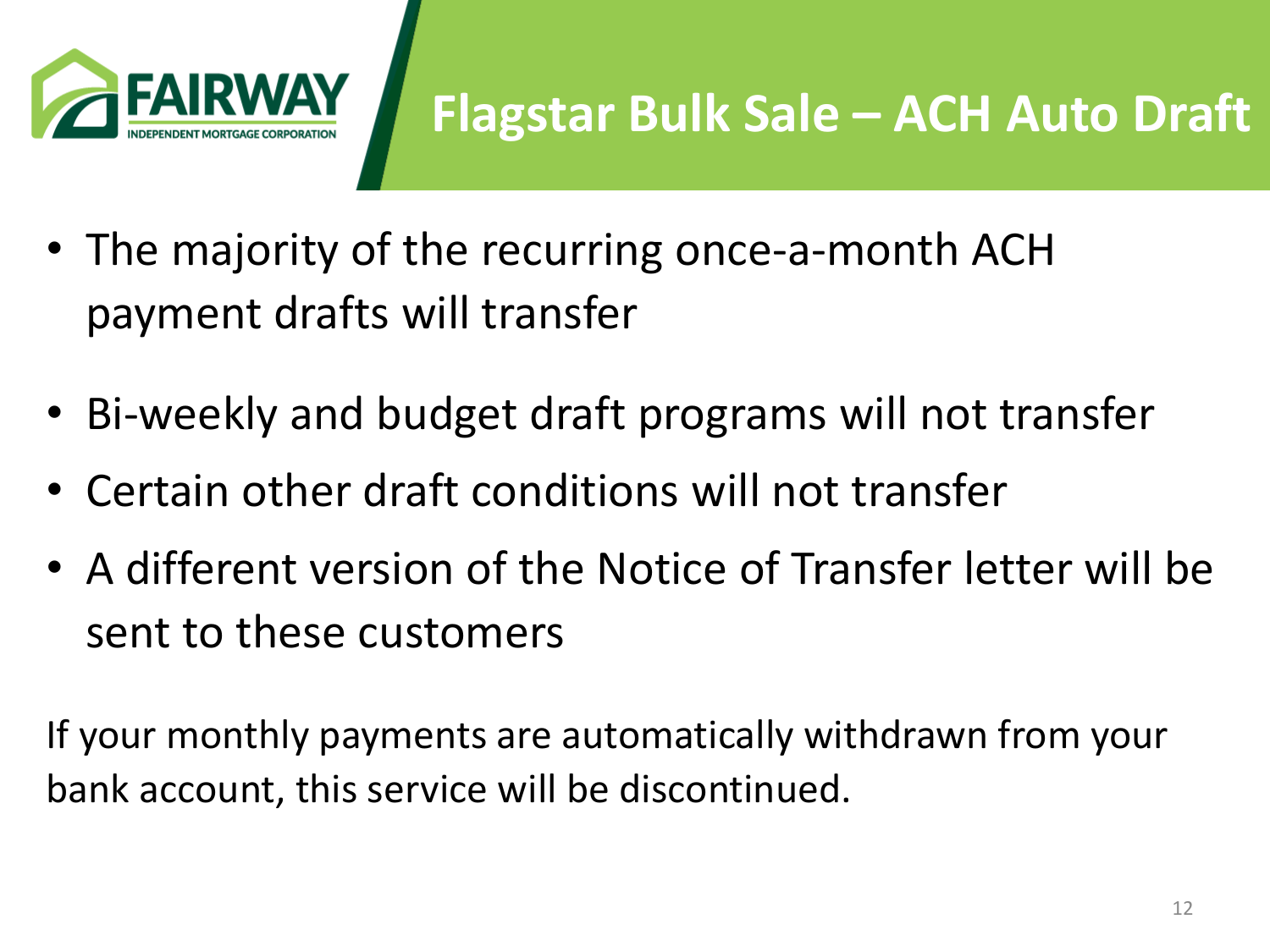# Flagstar Bulk Sale – ACH Auto Draft

- The majority of the recurring once-a-month ACH payment drafts will transfer
- Bi-weekly and budget draft programs will not transfer
- Certain other draft conditions will not transfer
- A different version of the Notice of Transfer letter will be sent to these customers

If your monthly payments are automatically withdrawn from your bank account, this service will be discontinued.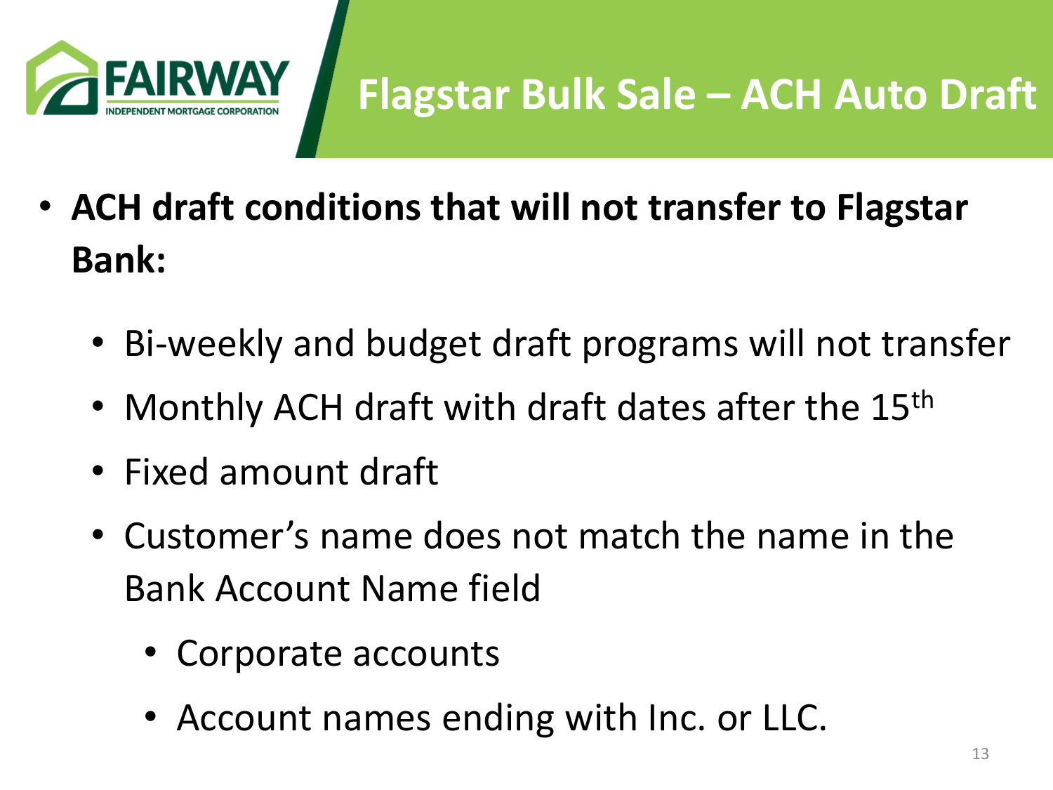# Flagstar Bulk Sale – ACH Auto Draft

- **ACH draft conditions that will not transfer to Flagstar Bank:**
  - Bi-weekly and budget draft programs will not transfer
  - Monthly ACH draft with draft dates after the 15th
  - Fixed amount draft
  - Customer's name does not match the name in the Bank Account Name field
    - Corporate accounts
    - Account names ending with Inc. or LLC.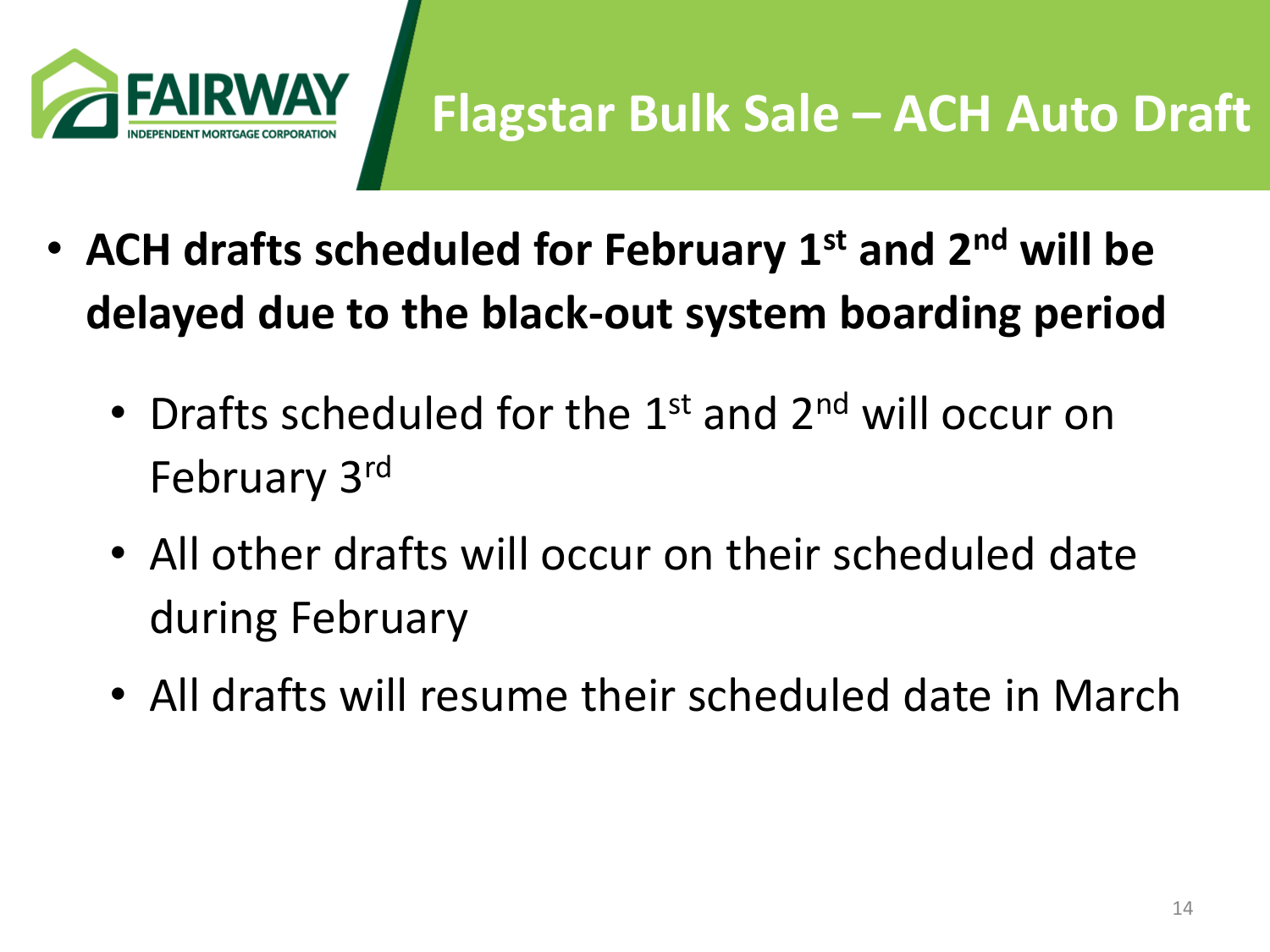# Flagstar Bulk Sale – ACH Auto Draft

- **ACH drafts scheduled for February 1st and 2nd will be delayed due to the black-out system boarding period**
  - Drafts scheduled for the 1st and 2nd will occur on February 3rd
  - All other drafts will occur on their scheduled date during February
  - All drafts will resume their scheduled date in March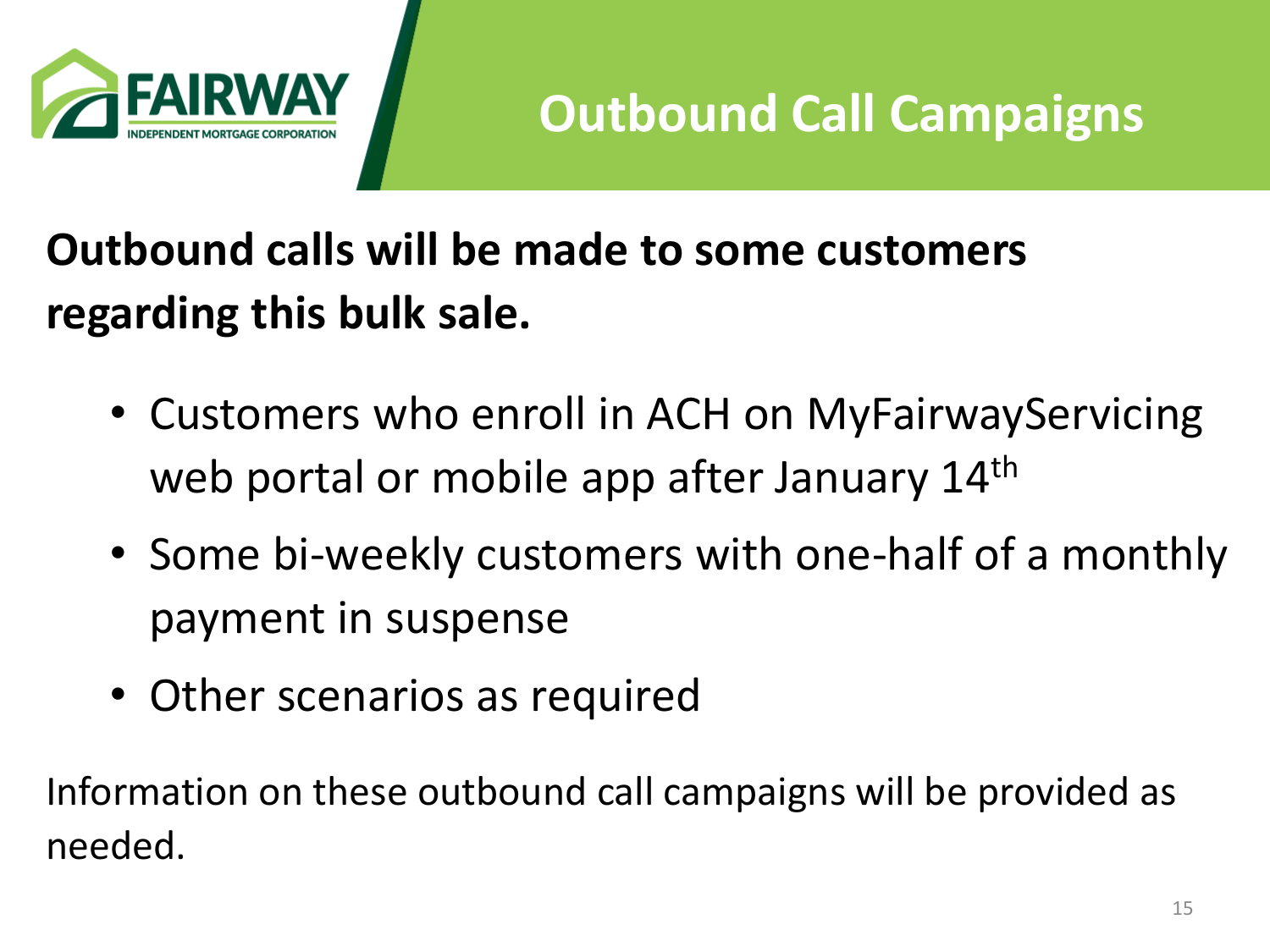# Outbound Call Campaigns

**Outbound calls will be made to some customers regarding this bulk sale.**

- Customers who enroll in ACH on MyFairwayServicing web portal or mobile app after January 14th
- Some bi-weekly customers with one-half of a monthly payment in suspense
- Other scenarios as required

Information on these outbound call campaigns will be provided as needed.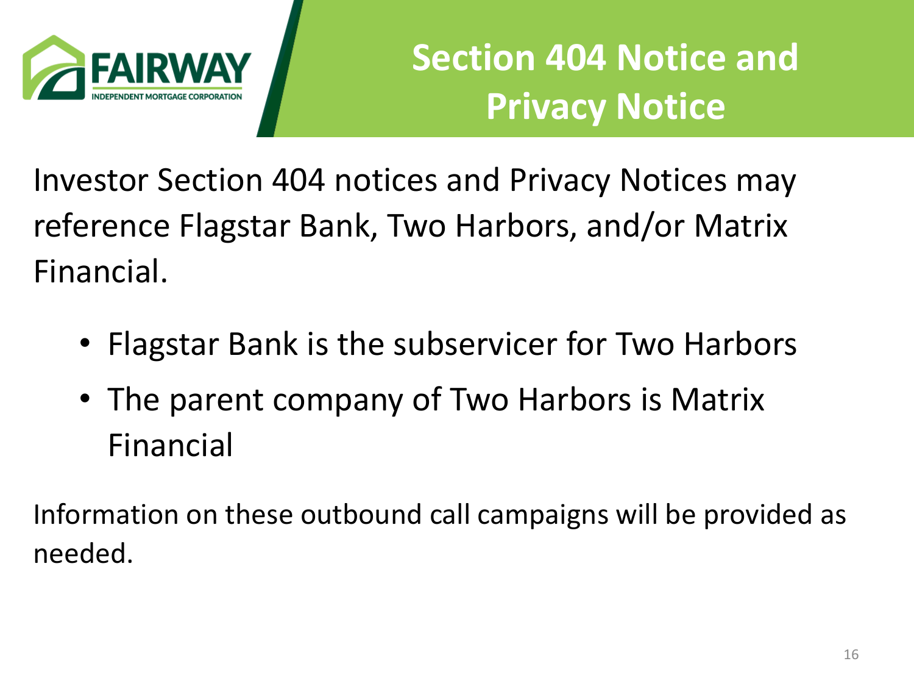# Section 404 Notice and Privacy Notice

Investor Section 404 notices and Privacy Notices may reference Flagstar Bank, Two Harbors, and/or Matrix Financial.

- Flagstar Bank is the subservicer for Two Harbors
- The parent company of Two Harbors is Matrix Financial

Information on these outbound call campaigns will be provided as needed.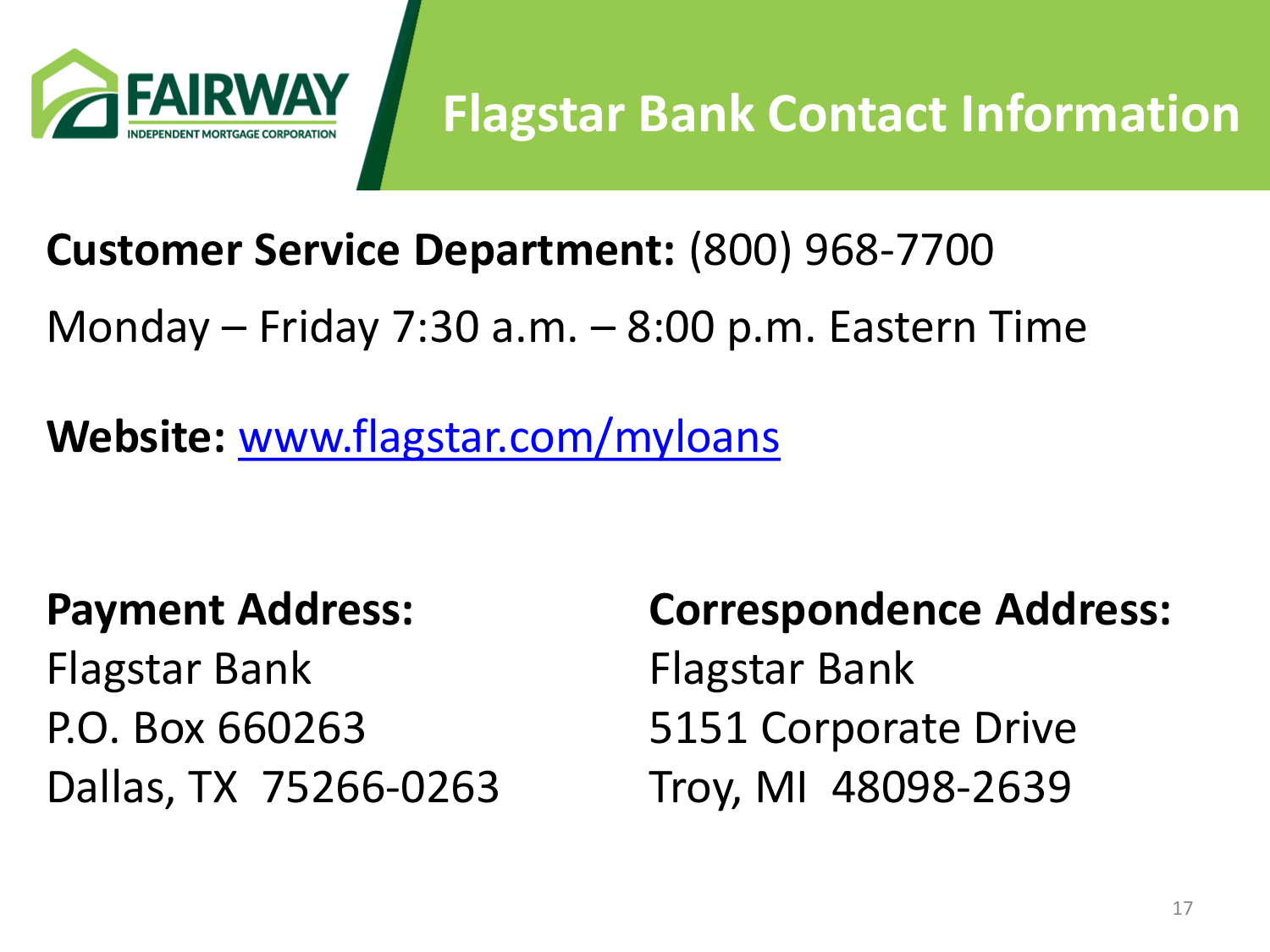# Flagstar Bank Contact Information

**Customer Service Department:** (800) 968-7700

Monday – Friday 7:30 a.m. – 8:00 p.m. Eastern Time

**Website:** [www.flagstar.com/myloans](www.flagstar.com/myloans)

**Payment Address:**
Flagstar Bank
P.O. Box 660263
Dallas, TX 75266-0263

**Correspondence Address:**
Flagstar Bank
5151 Corporate Drive
Troy, MI 48098-2639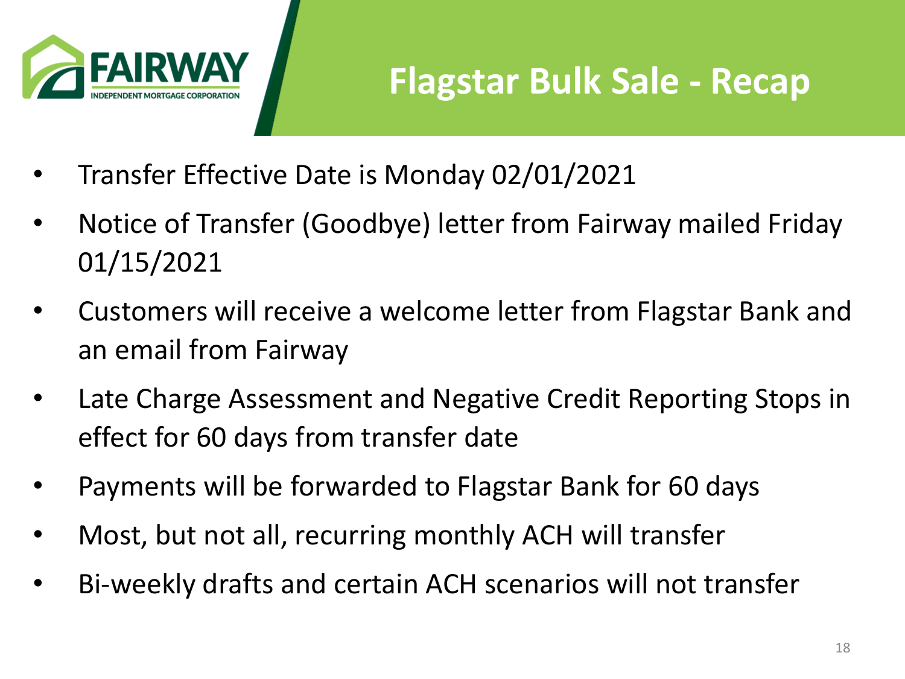# Flagstar Bulk Sale - Recap

- Transfer Effective Date is Monday 02/01/2021
- Notice of Transfer (Goodbye) letter from Fairway mailed Friday 01/15/2021
- Customers will receive a welcome letter from Flagstar Bank and an email from Fairway
- Late Charge Assessment and Negative Credit Reporting Stops in effect for 60 days from transfer date
- Payments will be forwarded to Flagstar Bank for 60 days
- Most, but not all, recurring monthly ACH will transfer
- Bi-weekly drafts and certain ACH scenarios will not transfer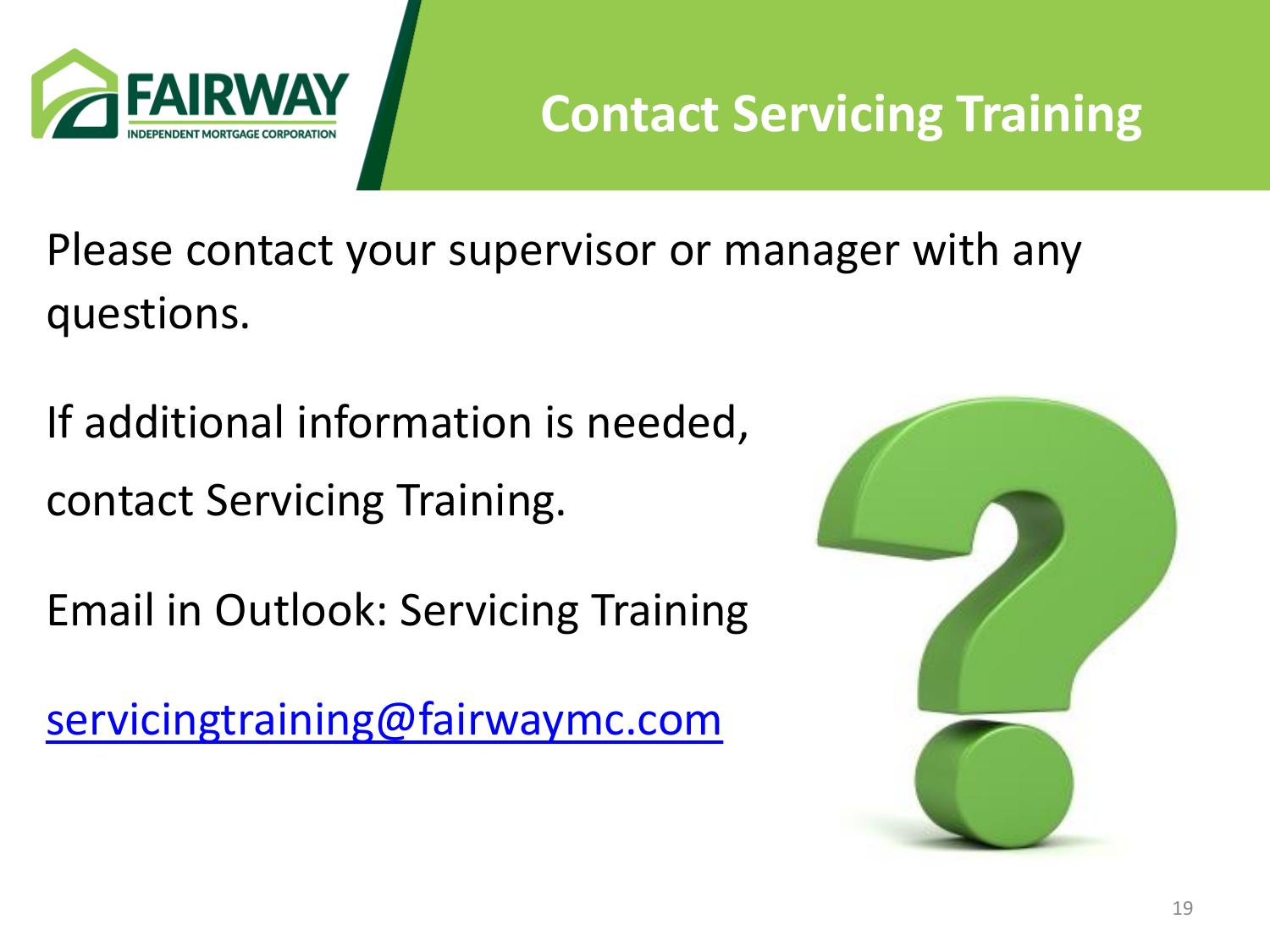# Contact Servicing Training

Please contact your supervisor or manager with any questions.

If additional information is needed,

contact Servicing Training.

Email in Outlook: Servicing Training

servicingtraining@fairwaymc.com